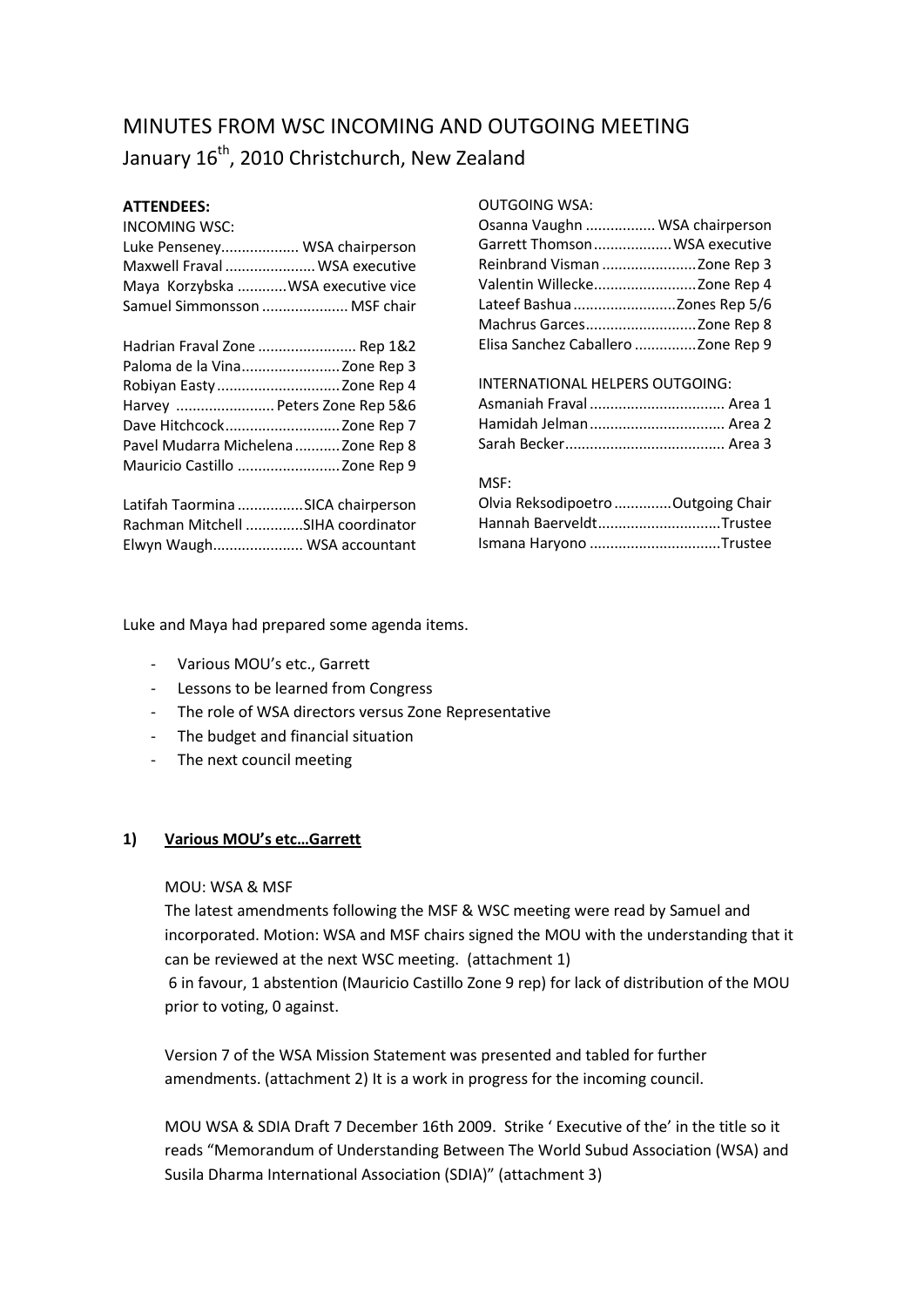# MINUTES FROM WSC INCOMING AND OUTGOING MEETING

January 16th, 2010 Christchurch, New Zealand

**ATTENDEES:**

INCOMING WSC:

Luke Penseney.................. WSA chairperson
Maxwell Fraval ..................... WSA executive
Maya Korzybska ...........WSA executive vice
Samuel Simmonsson .................... MSF chair

Hadrian Fraval Zone ........................ Rep 1&2
Paloma de la Vina........................Zone Rep 3
Robiyan Easty ..............................Zone Rep 4
Harvey ........................ Peters Zone Rep 5&6
Dave Hitchcock............................Zone Rep 7
Pavel Mudarra Michelena ...........Zone Rep 8
Mauricio Castillo .........................Zone Rep 9

Latifah Taormina ................SICA chairperson
Rachman Mitchell ..............SIHA coordinator
Elwyn Waugh...................... WSA accountant

OUTGOING WSA:

Osanna Vaughn ................. WSA chairperson
Garrett Thomson................... WSA executive
Reinbrand Visman .......................Zone Rep 3
Valentin Willecke.........................Zone Rep 4
Lateef Bashua .........................Zones Rep 5/6
Machrus Garces...........................Zone Rep 8
Elisa Sanchez Caballero ..............Zone Rep 9

INTERNATIONAL HELPERS OUTGOING:

Asmaniah Fraval ................................. Area 1
Hamidah Jelman ................................. Area 2
Sarah Becker....................................... Area 3

MSF:

Olvia Reksodipoetro ..............Outgoing Chair
Hannah Baerveldt..............................Trustee
Ismana Haryono ................................Trustee

Luke and Maya had prepared some agenda items.

- Various MOU's etc., Garrett
- Lessons to be learned from Congress
- The role of WSA directors versus Zone Representative
- The budget and financial situation
- The next council meeting

**1) <u>Various MOU's etc…Garrett</u>**

MOU: WSA & MSF

The latest amendments following the MSF & WSC meeting were read by Samuel and incorporated. Motion: WSA and MSF chairs signed the MOU with the understanding that it can be reviewed at the next WSC meeting. (attachment 1)

6 in favour, 1 abstention (Mauricio Castillo Zone 9 rep) for lack of distribution of the MOU prior to voting, 0 against.

Version 7 of the WSA Mission Statement was presented and tabled for further amendments. (attachment 2) It is a work in progress for the incoming council.

MOU WSA & SDIA Draft 7 December 16th 2009. Strike ' Executive of the' in the title so it reads "Memorandum of Understanding Between The World Subud Association (WSA) and Susila Dharma International Association (SDIA)" (attachment 3)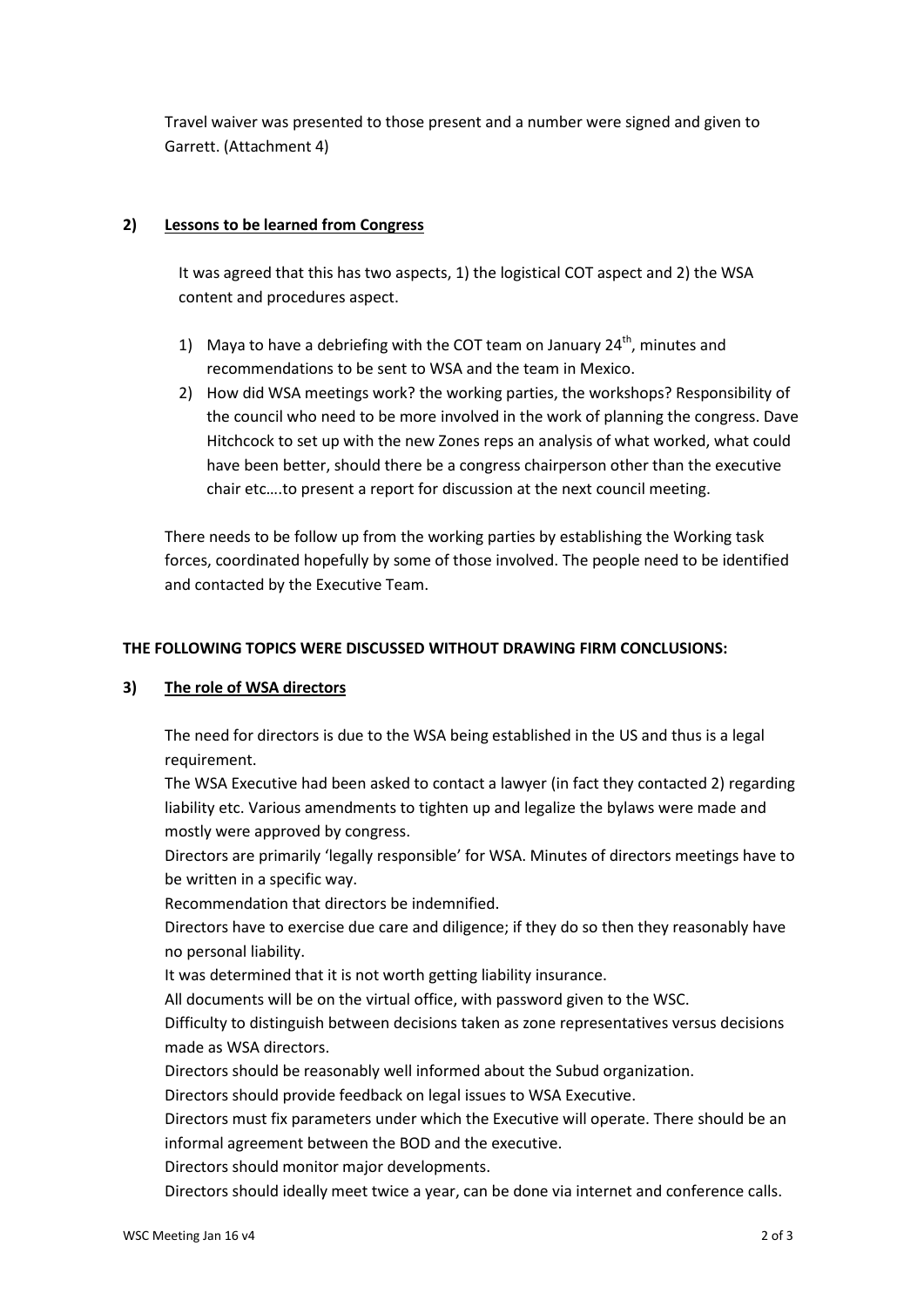Travel waiver was presented to those present and a number were signed and given to Garrett. (Attachment 4)

**2) Lessons to be learned from Congress**

It was agreed that this has two aspects, 1) the logistical COT aspect and 2) the WSA content and procedures aspect.

1) Maya to have a debriefing with the COT team on January 24th, minutes and recommendations to be sent to WSA and the team in Mexico.
2) How did WSA meetings work? the working parties, the workshops? Responsibility of the council who need to be more involved in the work of planning the congress. Dave Hitchcock to set up with the new Zones reps an analysis of what worked, what could have been better, should there be a congress chairperson other than the executive chair etc….to present a report for discussion at the next council meeting.

There needs to be follow up from the working parties by establishing the Working task forces, coordinated hopefully by some of those involved. The people need to be identified and contacted by the Executive Team.

**THE FOLLOWING TOPICS WERE DISCUSSED WITHOUT DRAWING FIRM CONCLUSIONS:**

**3) The role of WSA directors**

The need for directors is due to the WSA being established in the US and thus is a legal requirement.
The WSA Executive had been asked to contact a lawyer (in fact they contacted 2) regarding liability etc. Various amendments to tighten up and legalize the bylaws were made and mostly were approved by congress.
Directors are primarily 'legally responsible' for WSA. Minutes of directors meetings have to be written in a specific way.
Recommendation that directors be indemnified.
Directors have to exercise due care and diligence; if they do so then they reasonably have no personal liability.
It was determined that it is not worth getting liability insurance.
All documents will be on the virtual office, with password given to the WSC.
Difficulty to distinguish between decisions taken as zone representatives versus decisions made as WSA directors.
Directors should be reasonably well informed about the Subud organization.
Directors should provide feedback on legal issues to WSA Executive.
Directors must fix parameters under which the Executive will operate. There should be an informal agreement between the BOD and the executive.
Directors should monitor major developments.
Directors should ideally meet twice a year, can be done via internet and conference calls.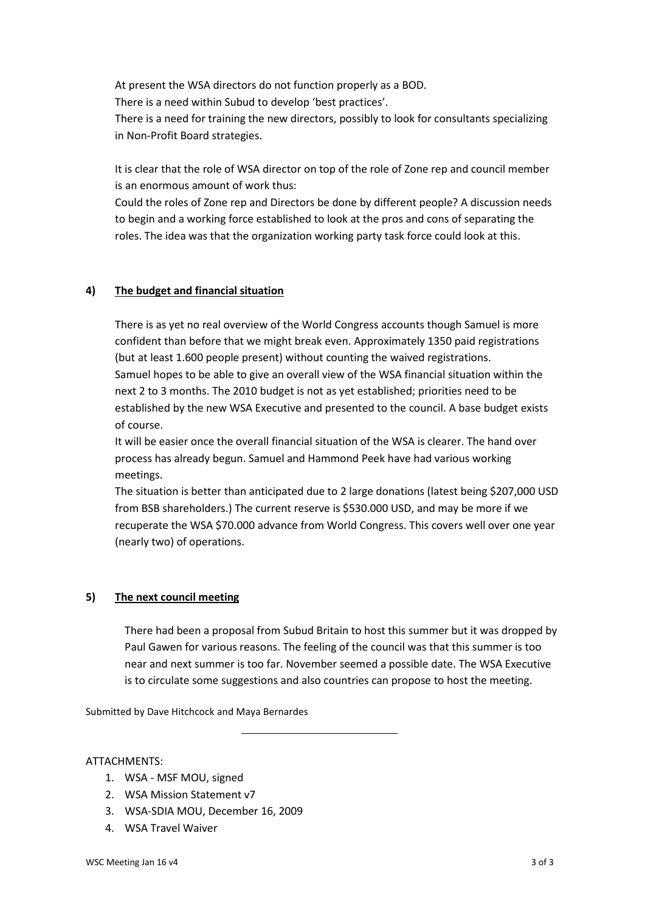At present the WSA directors do not function properly as a BOD.
There is a need within Subud to develop 'best practices'.
There is a need for training the new directors, possibly to look for consultants specializing in Non-Profit Board strategies.

It is clear that the role of WSA director on top of the role of Zone rep and council member is an enormous amount of work thus:
Could the roles of Zone rep and Directors be done by different people? A discussion needs to begin and a working force established to look at the pros and cons of separating the roles. The idea was that the organization working party task force could look at this.

**4) <u>The budget and financial situation</u>**

There is as yet no real overview of the World Congress accounts though Samuel is more confident than before that we might break even. Approximately 1350 paid registrations (but at least 1.600 people present) without counting the waived registrations.
Samuel hopes to be able to give an overall view of the WSA financial situation within the next 2 to 3 months. The 2010 budget is not as yet established; priorities need to be established by the new WSA Executive and presented to the council. A base budget exists of course.
It will be easier once the overall financial situation of the WSA is clearer. The hand over process has already begun. Samuel and Hammond Peek have had various working meetings.
The situation is better than anticipated due to 2 large donations (latest being $207,000 USD from BSB shareholders.) The current reserve is $530.000 USD, and may be more if we recuperate the WSA $70.000 advance from World Congress. This covers well over one year (nearly two) of operations.

**5) <u>The next council meeting</u>**

There had been a proposal from Subud Britain to host this summer but it was dropped by Paul Gawen for various reasons. The feeling of the council was that this summer is too near and next summer is too far. November seemed a possible date. The WSA Executive is to circulate some suggestions and also countries can propose to host the meeting.

Submitted by Dave Hitchcock and Maya Bernardes

---

ATTACHMENTS:

1. WSA - MSF MOU, signed
2. WSA Mission Statement v7
3. WSA-SDIA MOU, December 16, 2009
4. WSA Travel Waiver